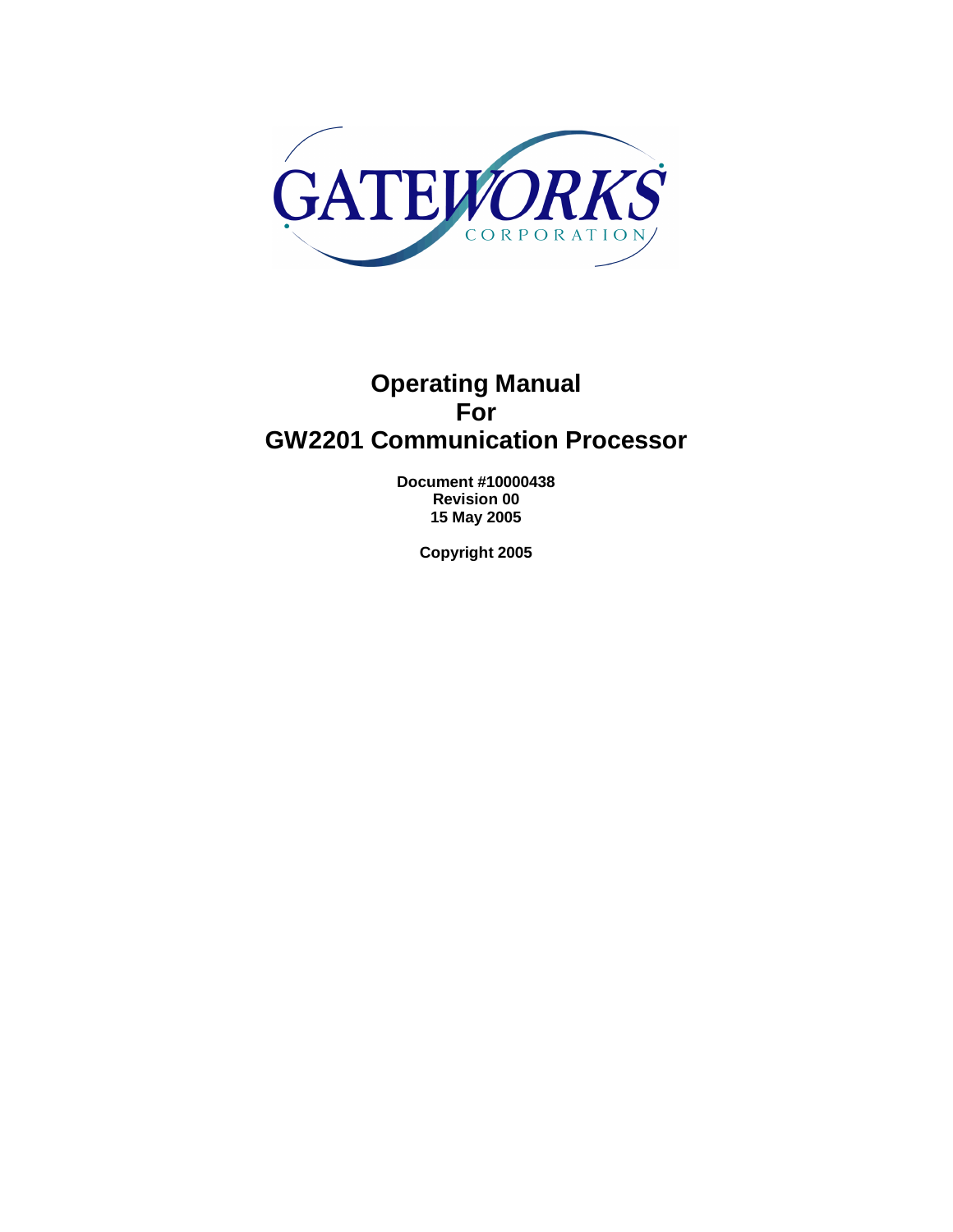# Operating Manual
# For
# GW2201 Communication Processor

**Document #10000438**
**Revision 00**
**15 May 2005**

**Copyright 2005**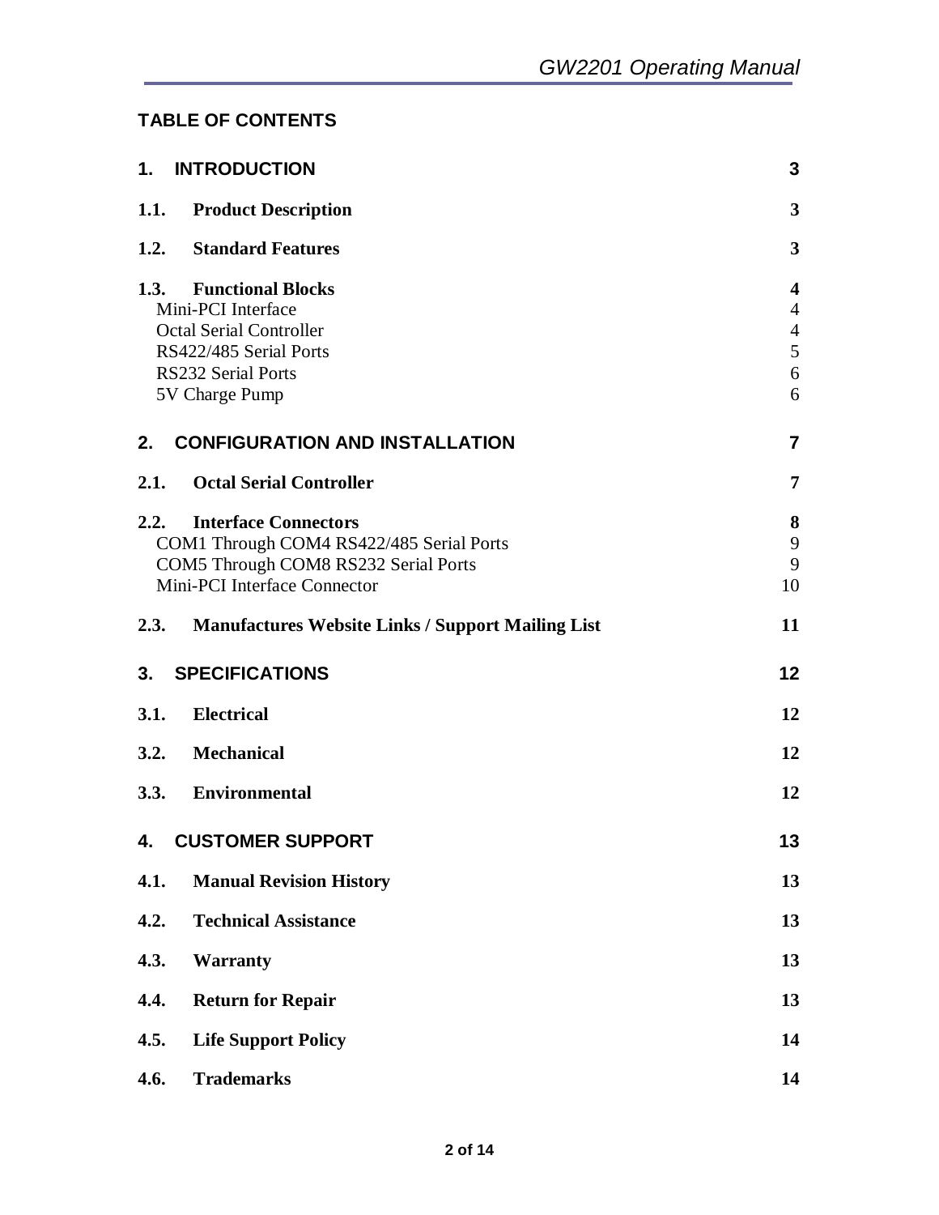## TABLE OF CONTENTS

| | |
|---|---|
| **1. INTRODUCTION** | **3** |
| **1.1. Product Description** | **3** |
| **1.2. Standard Features** | **3** |
| **1.3. Functional Blocks** | **4** |
| Mini-PCI Interface | 4 |
| Octal Serial Controller | 4 |
| RS422/485 Serial Ports | 5 |
| RS232 Serial Ports | 6 |
| 5V Charge Pump | 6 |
| **2. CONFIGURATION AND INSTALLATION** | **7** |
| **2.1. Octal Serial Controller** | **7** |
| **2.2. Interface Connectors** | **8** |
| COM1 Through COM4 RS422/485 Serial Ports | 9 |
| COM5 Through COM8 RS232 Serial Ports | 9 |
| Mini-PCI Interface Connector | 10 |
| **2.3. Manufactures Website Links / Support Mailing List** | **11** |
| **3. SPECIFICATIONS** | **12** |
| **3.1. Electrical** | **12** |
| **3.2. Mechanical** | **12** |
| **3.3. Environmental** | **12** |
| **4. CUSTOMER SUPPORT** | **13** |
| **4.1. Manual Revision History** | **13** |
| **4.2. Technical Assistance** | **13** |
| **4.3. Warranty** | **13** |
| **4.4. Return for Repair** | **13** |
| **4.5. Life Support Policy** | **14** |
| **4.6. Trademarks** | **14** |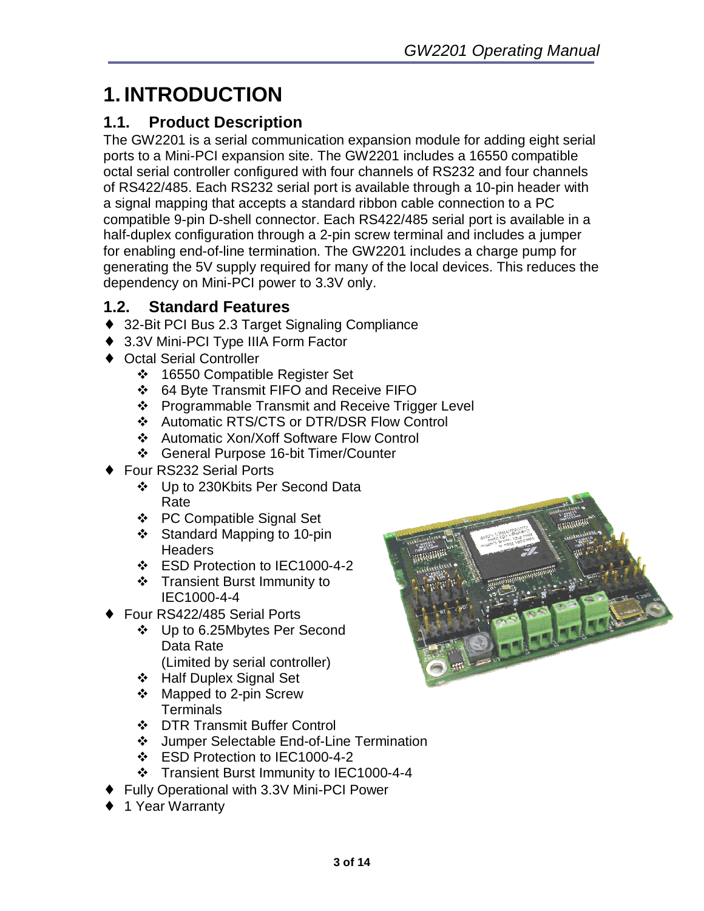# 1. INTRODUCTION

## 1.1. Product Description

The GW2201 is a serial communication expansion module for adding eight serial ports to a Mini-PCI expansion site. The GW2201 includes a 16550 compatible octal serial controller configured with four channels of RS232 and four channels of RS422/485. Each RS232 serial port is available through a 10-pin header with a signal mapping that accepts a standard ribbon cable connection to a PC compatible 9-pin D-shell connector. Each RS422/485 serial port is available in a half-duplex configuration through a 2-pin screw terminal and includes a jumper for enabling end-of-line termination. The GW2201 includes a charge pump for generating the 5V supply required for many of the local devices. This reduces the dependency on Mini-PCI power to 3.3V only.

## 1.2. Standard Features

- 32-Bit PCI Bus 2.3 Target Signaling Compliance
- 3.3V Mini-PCI Type IIIA Form Factor
- Octal Serial Controller
  - 16550 Compatible Register Set
  - 64 Byte Transmit FIFO and Receive FIFO
  - Programmable Transmit and Receive Trigger Level
  - Automatic RTS/CTS or DTR/DSR Flow Control
  - Automatic Xon/Xoff Software Flow Control
  - General Purpose 16-bit Timer/Counter
- Four RS232 Serial Ports
  - Up to 230Kbits Per Second Data Rate
  - PC Compatible Signal Set
  - Standard Mapping to 10-pin Headers
  - ESD Protection to IEC1000-4-2
  - Transient Burst Immunity to IEC1000-4-4
- Four RS422/485 Serial Ports
  - Up to 6.25Mbytes Per Second Data Rate (Limited by serial controller)
  - Half Duplex Signal Set
  - Mapped to 2-pin Screw Terminals
  - DTR Transmit Buffer Control
  - Jumper Selectable End-of-Line Termination
  - ESD Protection to IEC1000-4-2
  - Transient Burst Immunity to IEC1000-4-4
- Fully Operational with 3.3V Mini-PCI Power
- 1 Year Warranty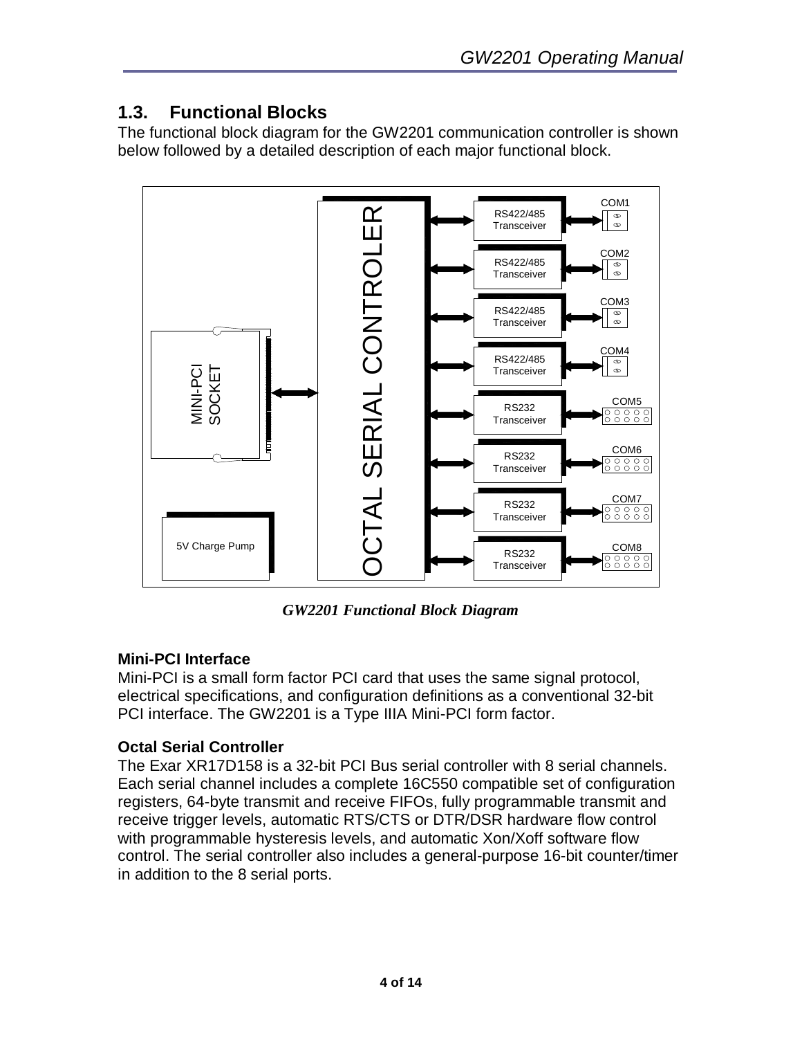## 1.3. Functional Blocks

The functional block diagram for the GW2201 communication controller is shown below followed by a detailed description of each major functional block.

*GW2201 Functional Block Diagram*

### Mini-PCI Interface

Mini-PCI is a small form factor PCI card that uses the same signal protocol, electrical specifications, and configuration definitions as a conventional 32-bit PCI interface. The GW2201 is a Type IIIA Mini-PCI form factor.

### Octal Serial Controller

The Exar XR17D158 is a 32-bit PCI Bus serial controller with 8 serial channels. Each serial channel includes a complete 16C550 compatible set of configuration registers, 64-byte transmit and receive FIFOs, fully programmable transmit and receive trigger levels, automatic RTS/CTS or DTR/DSR hardware flow control with programmable hysteresis levels, and automatic Xon/Xoff software flow control. The serial controller also includes a general-purpose 16-bit counter/timer in addition to the 8 serial ports.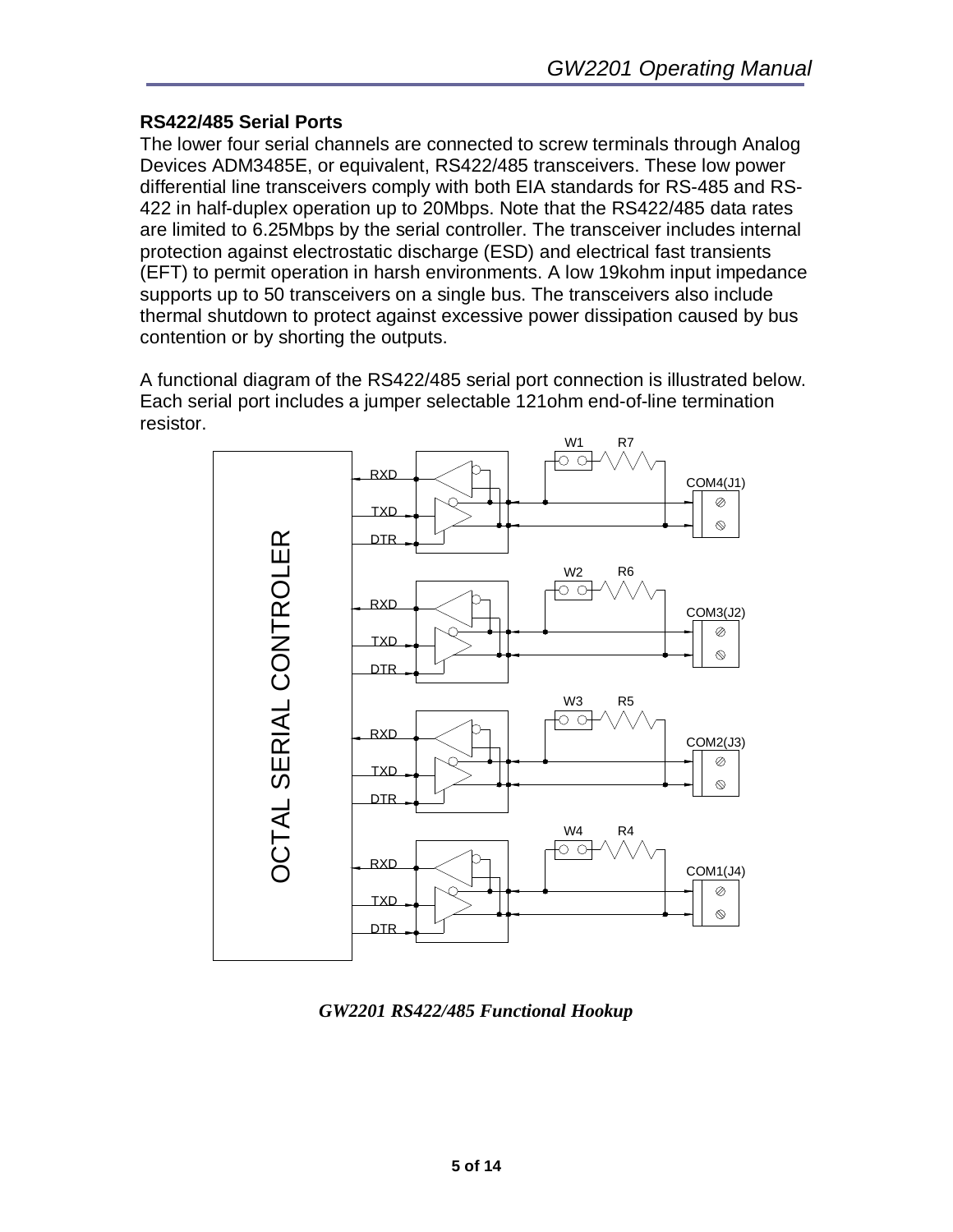## RS422/485 Serial Ports

The lower four serial channels are connected to screw terminals through Analog Devices ADM3485E, or equivalent, RS422/485 transceivers. These low power differential line transceivers comply with both EIA standards for RS-485 and RS-422 in half-duplex operation up to 20Mbps. Note that the RS422/485 data rates are limited to 6.25Mbps by the serial controller. The transceiver includes internal protection against electrostatic discharge (ESD) and electrical fast transients (EFT) to permit operation in harsh environments. A low 19kohm input impedance supports up to 50 transceivers on a single bus. The transceivers also include thermal shutdown to protect against excessive power dissipation caused by bus contention or by shorting the outputs.

A functional diagram of the RS422/485 serial port connection is illustrated below. Each serial port includes a jumper selectable 121ohm end-of-line termination resistor.

*GW2201 RS422/485 Functional Hookup*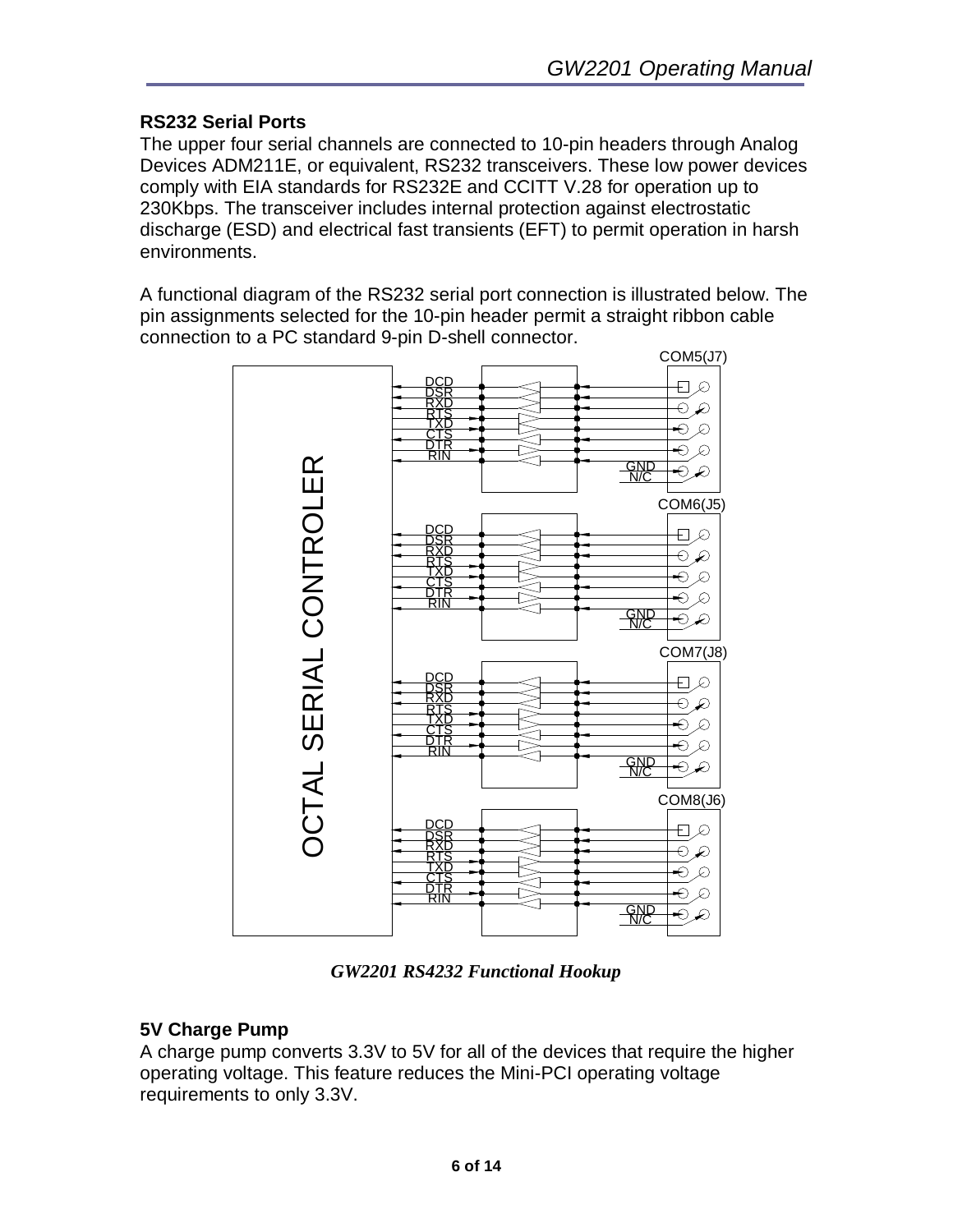## RS232 Serial Ports

The upper four serial channels are connected to 10-pin headers through Analog Devices ADM211E, or equivalent, RS232 transceivers. These low power devices comply with EIA standards for RS232E and CCITT V.28 for operation up to 230Kbps. The transceiver includes internal protection against electrostatic discharge (ESD) and electrical fast transients (EFT) to permit operation in harsh environments.

A functional diagram of the RS232 serial port connection is illustrated below. The pin assignments selected for the 10-pin header permit a straight ribbon cable connection to a PC standard 9-pin D-shell connector.

*GW2201 RS4232 Functional Hookup*

## 5V Charge Pump

A charge pump converts 3.3V to 5V for all of the devices that require the higher operating voltage. This feature reduces the Mini-PCI operating voltage requirements to only 3.3V.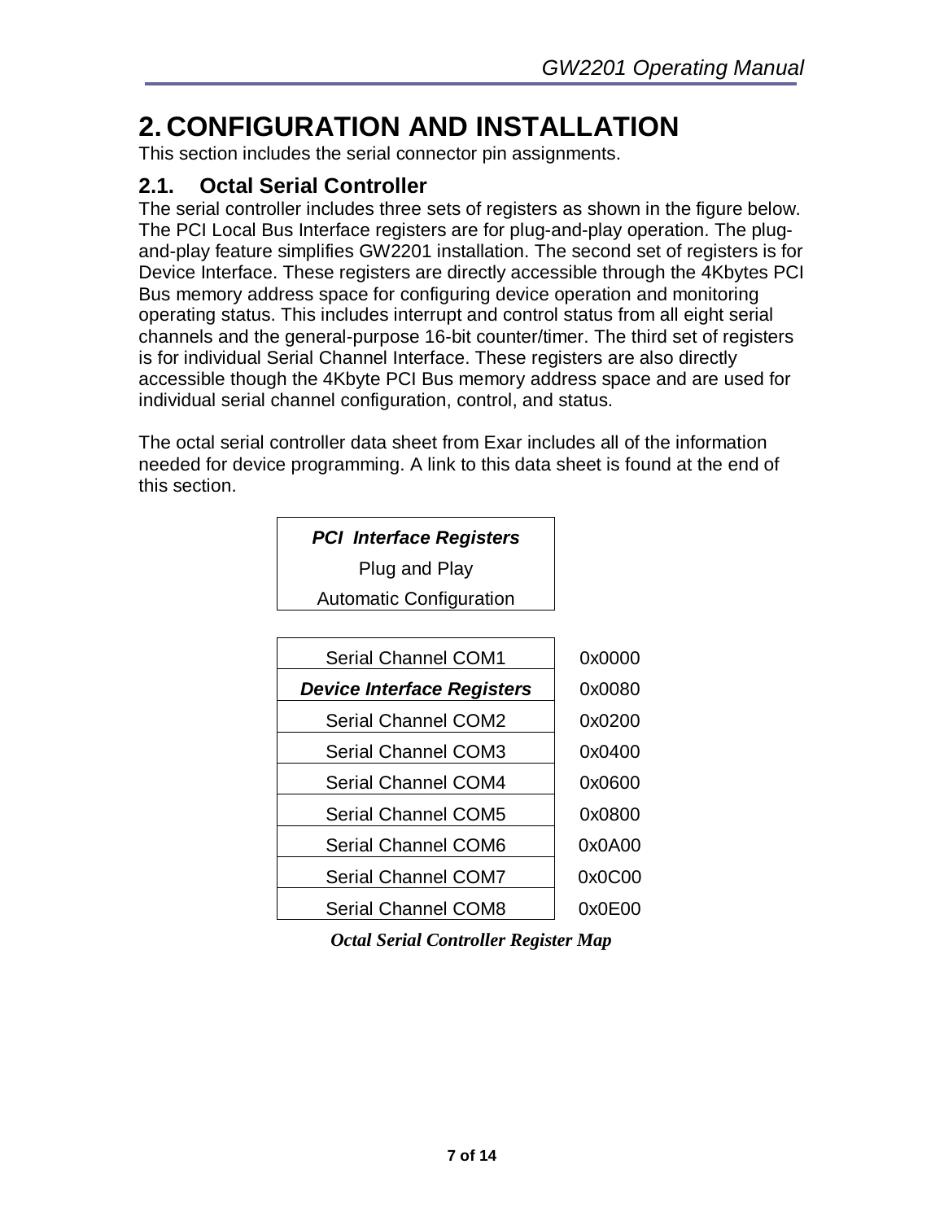# 2. CONFIGURATION AND INSTALLATION

This section includes the serial connector pin assignments.

## 2.1. Octal Serial Controller

The serial controller includes three sets of registers as shown in the figure below. The PCI Local Bus Interface registers are for plug-and-play operation. The plug-and-play feature simplifies GW2201 installation. The second set of registers is for Device Interface. These registers are directly accessible through the 4Kbytes PCI Bus memory address space for configuring device operation and monitoring operating status. This includes interrupt and control status from all eight serial channels and the general-purpose 16-bit counter/timer. The third set of registers is for individual Serial Channel Interface. These registers are also directly accessible though the 4Kbyte PCI Bus memory address space and are used for individual serial channel configuration, control, and status.

The octal serial controller data sheet from Exar includes all of the information needed for device programming. A link to this data sheet is found at the end of this section.

| ***PCI Interface Registers*** |
| --- |
| Plug and Play |
| Automatic Configuration |

| Register Block | Address |
| --- | --- |
| Serial Channel COM1 | 0x0000 |
| ***Device Interface Registers*** | 0x0080 |
| Serial Channel COM2 | 0x0200 |
| Serial Channel COM3 | 0x0400 |
| Serial Channel COM4 | 0x0600 |
| Serial Channel COM5 | 0x0800 |
| Serial Channel COM6 | 0x0A00 |
| Serial Channel COM7 | 0x0C00 |
| Serial Channel COM8 | 0x0E00 |

***Octal Serial Controller Register Map***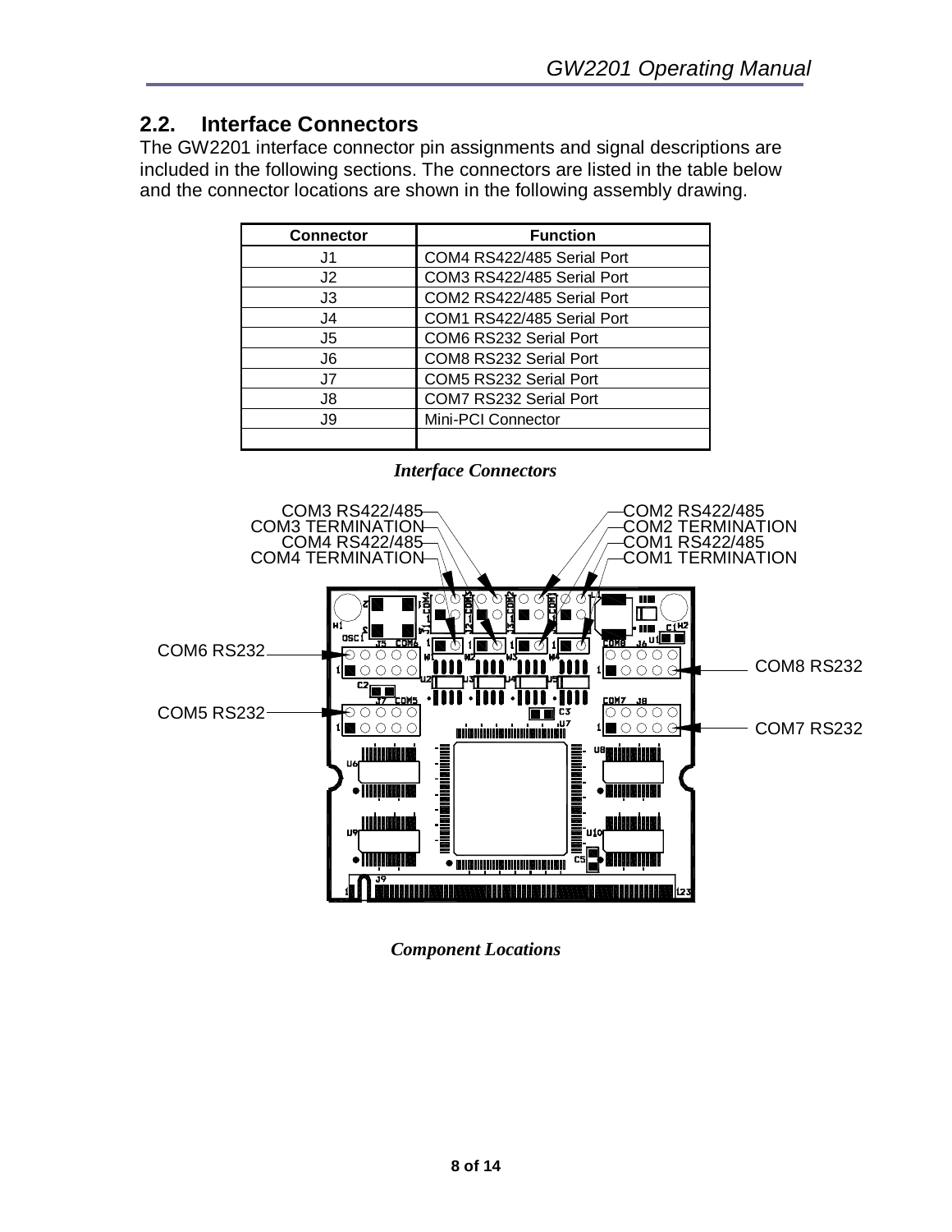## 2.2. Interface Connectors

The GW2201 interface connector pin assignments and signal descriptions are included in the following sections. The connectors are listed in the table below and the connector locations are shown in the following assembly drawing.

| Connector | Function |
|---|---|
| J1 | COM4 RS422/485 Serial Port |
| J2 | COM3 RS422/485 Serial Port |
| J3 | COM2 RS422/485 Serial Port |
| J4 | COM1 RS422/485 Serial Port |
| J5 | COM6 RS232 Serial Port |
| J6 | COM8 RS232 Serial Port |
| J7 | COM5 RS232 Serial Port |
| J8 | COM7 RS232 Serial Port |
| J9 | Mini-PCI Connector |
| | |

*Interface Connectors*

*Component Locations*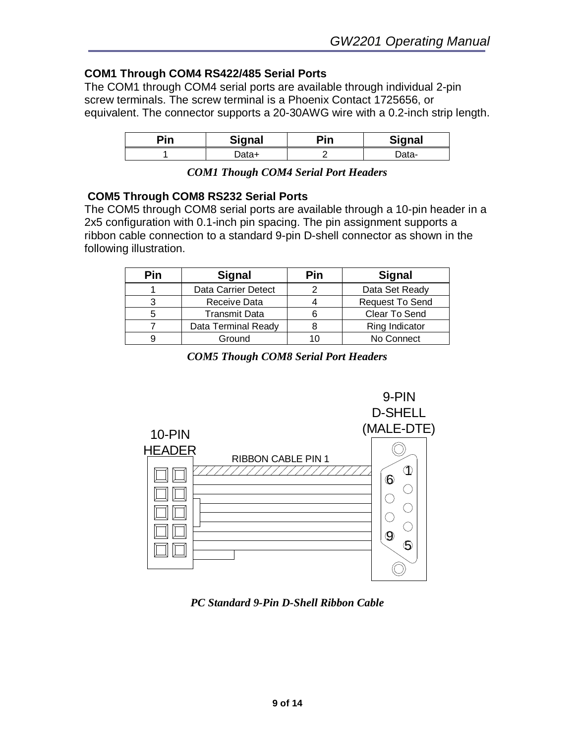## COM1 Through COM4 RS422/485 Serial Ports

The COM1 through COM4 serial ports are available through individual 2-pin screw terminals. The screw terminal is a Phoenix Contact 1725656, or equivalent. The connector supports a 20-30AWG wire with a 0.2-inch strip length.

| Pin | Signal | Pin | Signal |
|---|---|---|---|
| 1 | Data+ | 2 | Data- |

*COM1 Though COM4 Serial Port Headers*

## COM5 Through COM8 RS232 Serial Ports

The COM5 through COM8 serial ports are available through a 10-pin header in a 2x5 configuration with 0.1-inch pin spacing. The pin assignment supports a ribbon cable connection to a standard 9-pin D-shell connector as shown in the following illustration.

| Pin | Signal | Pin | Signal |
|---|---|---|---|
| 1 | Data Carrier Detect | 2 | Data Set Ready |
| 3 | Receive Data | 4 | Request To Send |
| 5 | Transmit Data | 6 | Clear To Send |
| 7 | Data Terminal Ready | 8 | Ring Indicator |
| 9 | Ground | 10 | No Connect |

*COM5 Though COM8 Serial Port Headers*

10-PIN HEADER

RIBBON CABLE PIN 1

9-PIN D-SHELL (MALE-DTE)

*PC Standard 9-Pin D-Shell Ribbon Cable*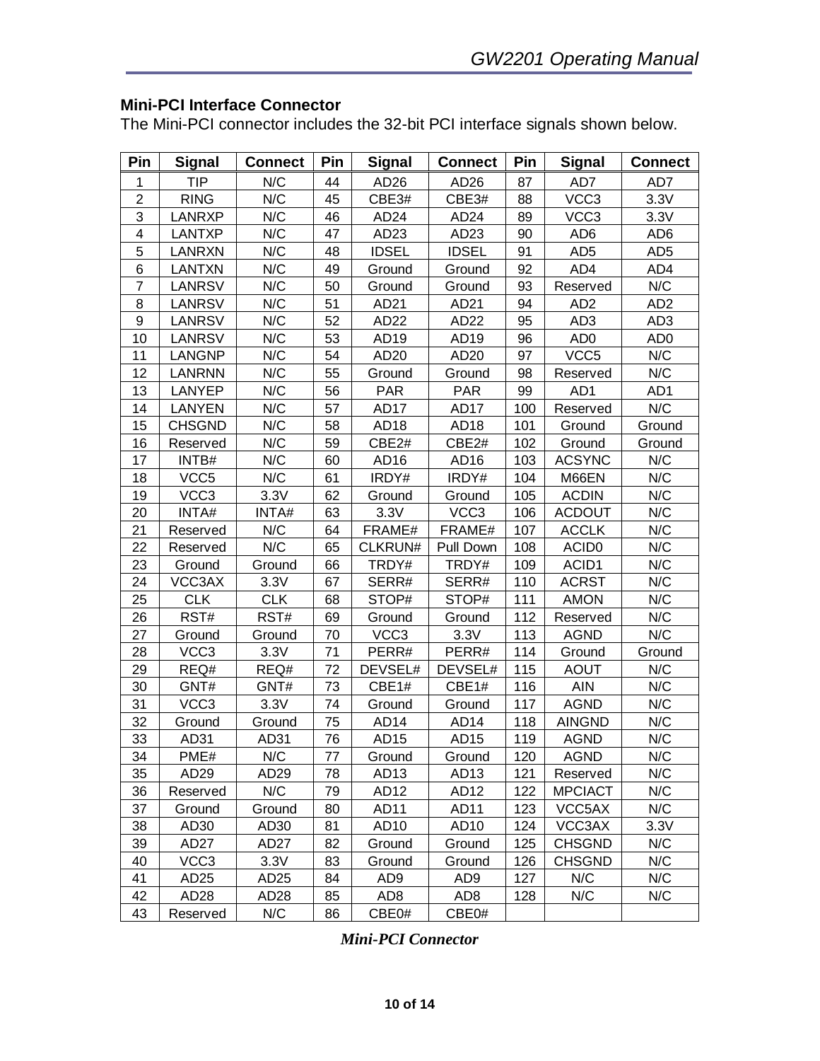### Mini-PCI Interface Connector

The Mini-PCI connector includes the 32-bit PCI interface signals shown below.

| Pin | Signal | Connect | Pin | Signal | Connect | Pin | Signal | Connect |
|---|---|---|---|---|---|---|---|---|
| 1 | TIP | N/C | 44 | AD26 | AD26 | 87 | AD7 | AD7 |
| 2 | RING | N/C | 45 | CBE3# | CBE3# | 88 | VCC3 | 3.3V |
| 3 | LANRXP | N/C | 46 | AD24 | AD24 | 89 | VCC3 | 3.3V |
| 4 | LANTXP | N/C | 47 | AD23 | AD23 | 90 | AD6 | AD6 |
| 5 | LANRXN | N/C | 48 | IDSEL | IDSEL | 91 | AD5 | AD5 |
| 6 | LANTXN | N/C | 49 | Ground | Ground | 92 | AD4 | AD4 |
| 7 | LANRSV | N/C | 50 | Ground | Ground | 93 | Reserved | N/C |
| 8 | LANRSV | N/C | 51 | AD21 | AD21 | 94 | AD2 | AD2 |
| 9 | LANRSV | N/C | 52 | AD22 | AD22 | 95 | AD3 | AD3 |
| 10 | LANRSV | N/C | 53 | AD19 | AD19 | 96 | AD0 | AD0 |
| 11 | LANGNP | N/C | 54 | AD20 | AD20 | 97 | VCC5 | N/C |
| 12 | LANRNN | N/C | 55 | Ground | Ground | 98 | Reserved | N/C |
| 13 | LANYEP | N/C | 56 | PAR | PAR | 99 | AD1 | AD1 |
| 14 | LANYEN | N/C | 57 | AD17 | AD17 | 100 | Reserved | N/C |
| 15 | CHSGND | N/C | 58 | AD18 | AD18 | 101 | Ground | Ground |
| 16 | Reserved | N/C | 59 | CBE2# | CBE2# | 102 | Ground | Ground |
| 17 | INTB# | N/C | 60 | AD16 | AD16 | 103 | ACSYNC | N/C |
| 18 | VCC5 | N/C | 61 | IRDY# | IRDY# | 104 | M66EN | N/C |
| 19 | VCC3 | 3.3V | 62 | Ground | Ground | 105 | ACDIN | N/C |
| 20 | INTA# | INTA# | 63 | 3.3V | VCC3 | 106 | ACDOUT | N/C |
| 21 | Reserved | N/C | 64 | FRAME# | FRAME# | 107 | ACCLK | N/C |
| 22 | Reserved | N/C | 65 | CLKRUN# | Pull Down | 108 | ACID0 | N/C |
| 23 | Ground | Ground | 66 | TRDY# | TRDY# | 109 | ACID1 | N/C |
| 24 | VCC3AX | 3.3V | 67 | SERR# | SERR# | 110 | ACRST | N/C |
| 25 | CLK | CLK | 68 | STOP# | STOP# | 111 | AMON | N/C |
| 26 | RST# | RST# | 69 | Ground | Ground | 112 | Reserved | N/C |
| 27 | Ground | Ground | 70 | VCC3 | 3.3V | 113 | AGND | N/C |
| 28 | VCC3 | 3.3V | 71 | PERR# | PERR# | 114 | Ground | Ground |
| 29 | REQ# | REQ# | 72 | DEVSEL# | DEVSEL# | 115 | AOUT | N/C |
| 30 | GNT# | GNT# | 73 | CBE1# | CBE1# | 116 | AIN | N/C |
| 31 | VCC3 | 3.3V | 74 | Ground | Ground | 117 | AGND | N/C |
| 32 | Ground | Ground | 75 | AD14 | AD14 | 118 | AINGND | N/C |
| 33 | AD31 | AD31 | 76 | AD15 | AD15 | 119 | AGND | N/C |
| 34 | PME# | N/C | 77 | Ground | Ground | 120 | AGND | N/C |
| 35 | AD29 | AD29 | 78 | AD13 | AD13 | 121 | Reserved | N/C |
| 36 | Reserved | N/C | 79 | AD12 | AD12 | 122 | MPCIACT | N/C |
| 37 | Ground | Ground | 80 | AD11 | AD11 | 123 | VCC5AX | N/C |
| 38 | AD30 | AD30 | 81 | AD10 | AD10 | 124 | VCC3AX | 3.3V |
| 39 | AD27 | AD27 | 82 | Ground | Ground | 125 | CHSGND | N/C |
| 40 | VCC3 | 3.3V | 83 | Ground | Ground | 126 | CHSGND | N/C |
| 41 | AD25 | AD25 | 84 | AD9 | AD9 | 127 | N/C | N/C |
| 42 | AD28 | AD28 | 85 | AD8 | AD8 | 128 | N/C | N/C |
| 43 | Reserved | N/C | 86 | CBE0# | CBE0# | | | |

***Mini-PCI Connector***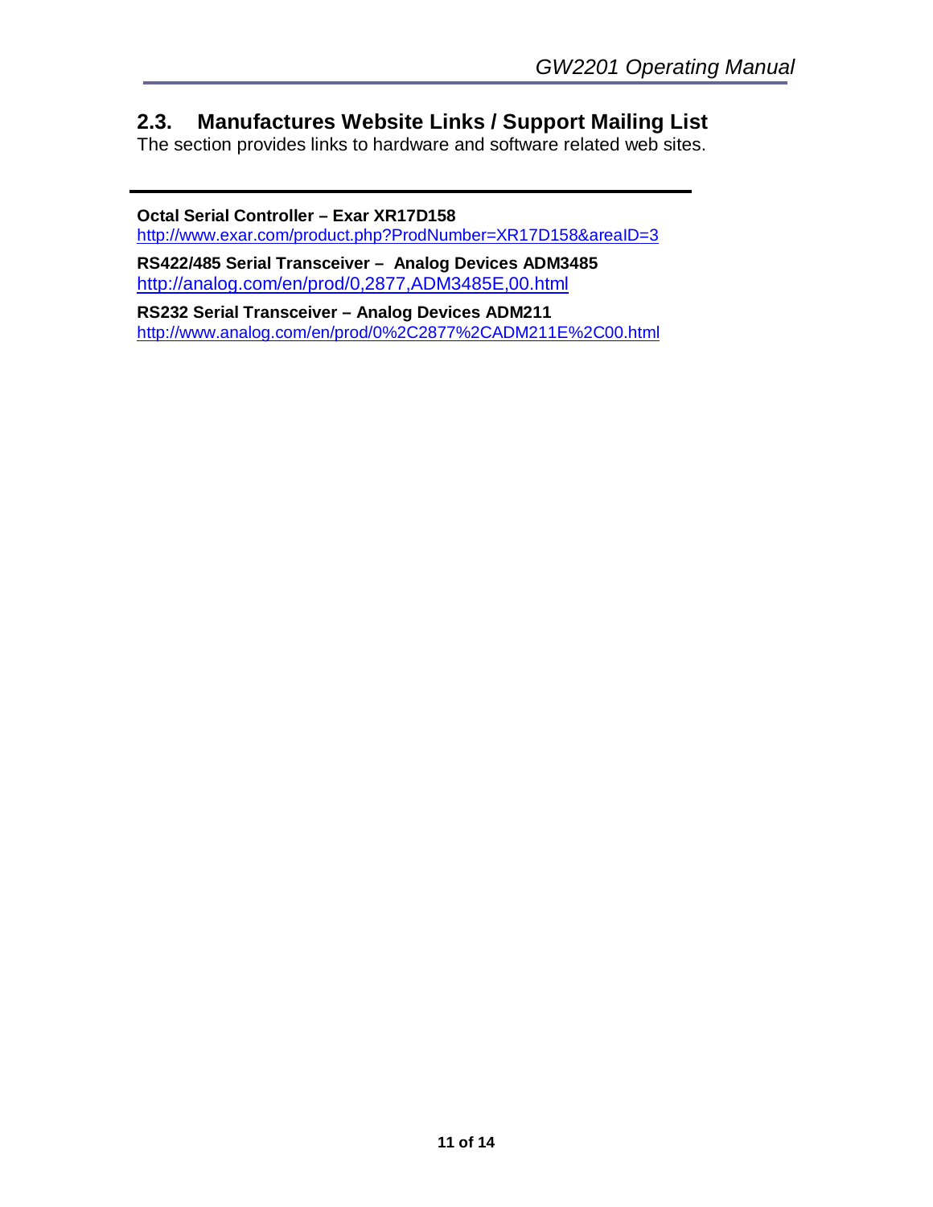## 2.3. Manufactures Website Links / Support Mailing List

The section provides links to hardware and software related web sites.

---

**Octal Serial Controller – Exar XR17D158**
http://www.exar.com/product.php?ProdNumber=XR17D158&areaID=3

**RS422/485 Serial Transceiver – Analog Devices ADM3485**
http://analog.com/en/prod/0,2877,ADM3485E,00.html

**RS232 Serial Transceiver – Analog Devices ADM211**
http://www.analog.com/en/prod/0%2C2877%2CADM211E%2C00.html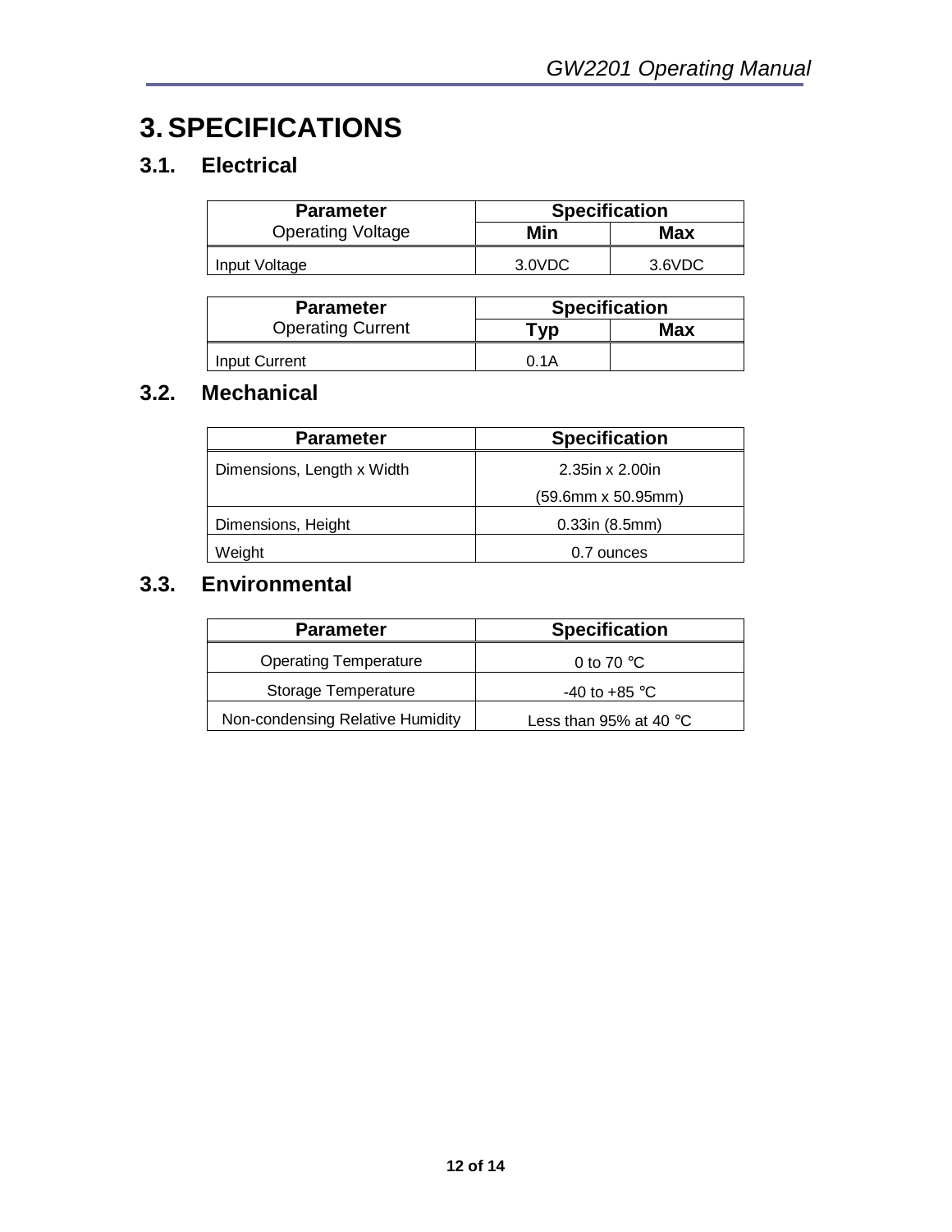# 3. SPECIFICATIONS

## 3.1. Electrical

| Parameter | Specification | |
|---|---|---|
| Operating Voltage | Min | Max |
| Input Voltage | 3.0VDC | 3.6VDC |

| Parameter | Specification | |
|---|---|---|
| Operating Current | Typ | Max |
| Input Current | 0.1A | |

## 3.2. Mechanical

| Parameter | Specification |
|---|---|
| Dimensions, Length x Width | 2.35in x 2.00in (59.6mm x 50.95mm) |
| Dimensions, Height | 0.33in (8.5mm) |
| Weight | 0.7 ounces |

## 3.3. Environmental

| Parameter | Specification |
|---|---|
| Operating Temperature | 0 to 70 ℃ |
| Storage Temperature | -40 to +85 ℃ |
| Non-condensing Relative Humidity | Less than 95% at 40 ℃ |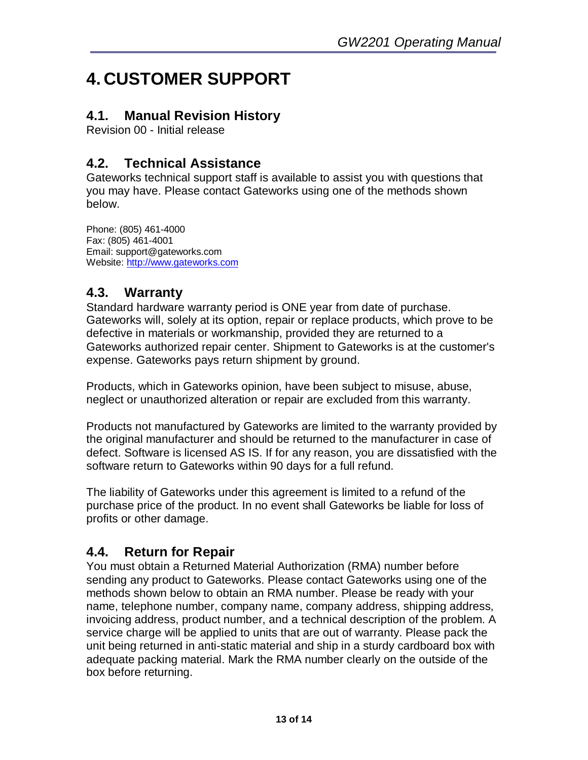# 4. CUSTOMER SUPPORT

## 4.1. Manual Revision History

Revision 00 - Initial release

## 4.2. Technical Assistance

Gateworks technical support staff is available to assist you with questions that you may have. Please contact Gateworks using one of the methods shown below.

Phone: (805) 461-4000
Fax: (805) 461-4001
Email: support@gateworks.com
Website: http://www.gateworks.com

## 4.3. Warranty

Standard hardware warranty period is ONE year from date of purchase. Gateworks will, solely at its option, repair or replace products, which prove to be defective in materials or workmanship, provided they are returned to a Gateworks authorized repair center. Shipment to Gateworks is at the customer's expense. Gateworks pays return shipment by ground.

Products, which in Gateworks opinion, have been subject to misuse, abuse, neglect or unauthorized alteration or repair are excluded from this warranty.

Products not manufactured by Gateworks are limited to the warranty provided by the original manufacturer and should be returned to the manufacturer in case of defect. Software is licensed AS IS. If for any reason, you are dissatisfied with the software return to Gateworks within 90 days for a full refund.

The liability of Gateworks under this agreement is limited to a refund of the purchase price of the product. In no event shall Gateworks be liable for loss of profits or other damage.

## 4.4. Return for Repair

You must obtain a Returned Material Authorization (RMA) number before sending any product to Gateworks. Please contact Gateworks using one of the methods shown below to obtain an RMA number. Please be ready with your name, telephone number, company name, company address, shipping address, invoicing address, product number, and a technical description of the problem. A service charge will be applied to units that are out of warranty. Please pack the unit being returned in anti-static material and ship in a sturdy cardboard box with adequate packing material. Mark the RMA number clearly on the outside of the box before returning.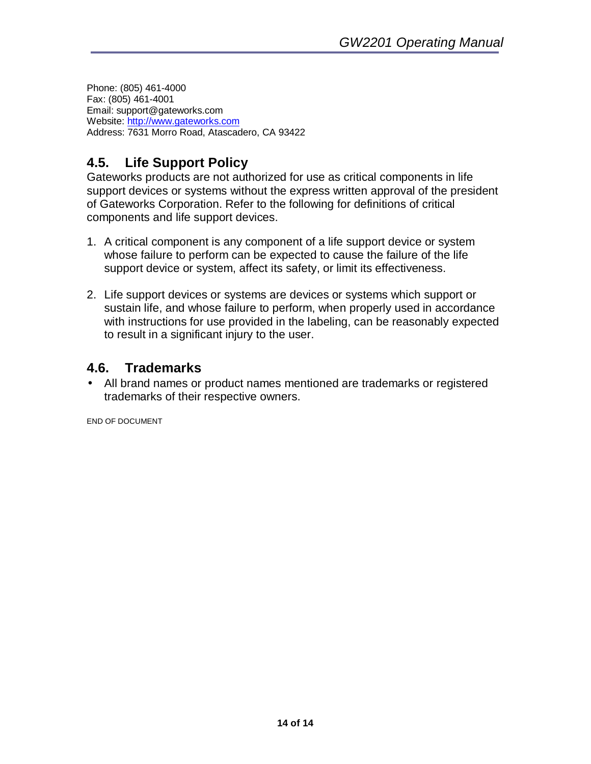Phone: (805) 461-4000
Fax: (805) 461-4001
Email: support@gateworks.com
Website: [http://www.gateworks.com](http://www.gateworks.com)
Address: 7631 Morro Road, Atascadero, CA 93422

## 4.5. Life Support Policy

Gateworks products are not authorized for use as critical components in life support devices or systems without the express written approval of the president of Gateworks Corporation. Refer to the following for definitions of critical components and life support devices.

1. A critical component is any component of a life support device or system whose failure to perform can be expected to cause the failure of the life support device or system, affect its safety, or limit its effectiveness.

2. Life support devices or systems are devices or systems which support or sustain life, and whose failure to perform, when properly used in accordance with instructions for use provided in the labeling, can be reasonably expected to result in a significant injury to the user.

## 4.6. Trademarks

- All brand names or product names mentioned are trademarks or registered trademarks of their respective owners.

END OF DOCUMENT